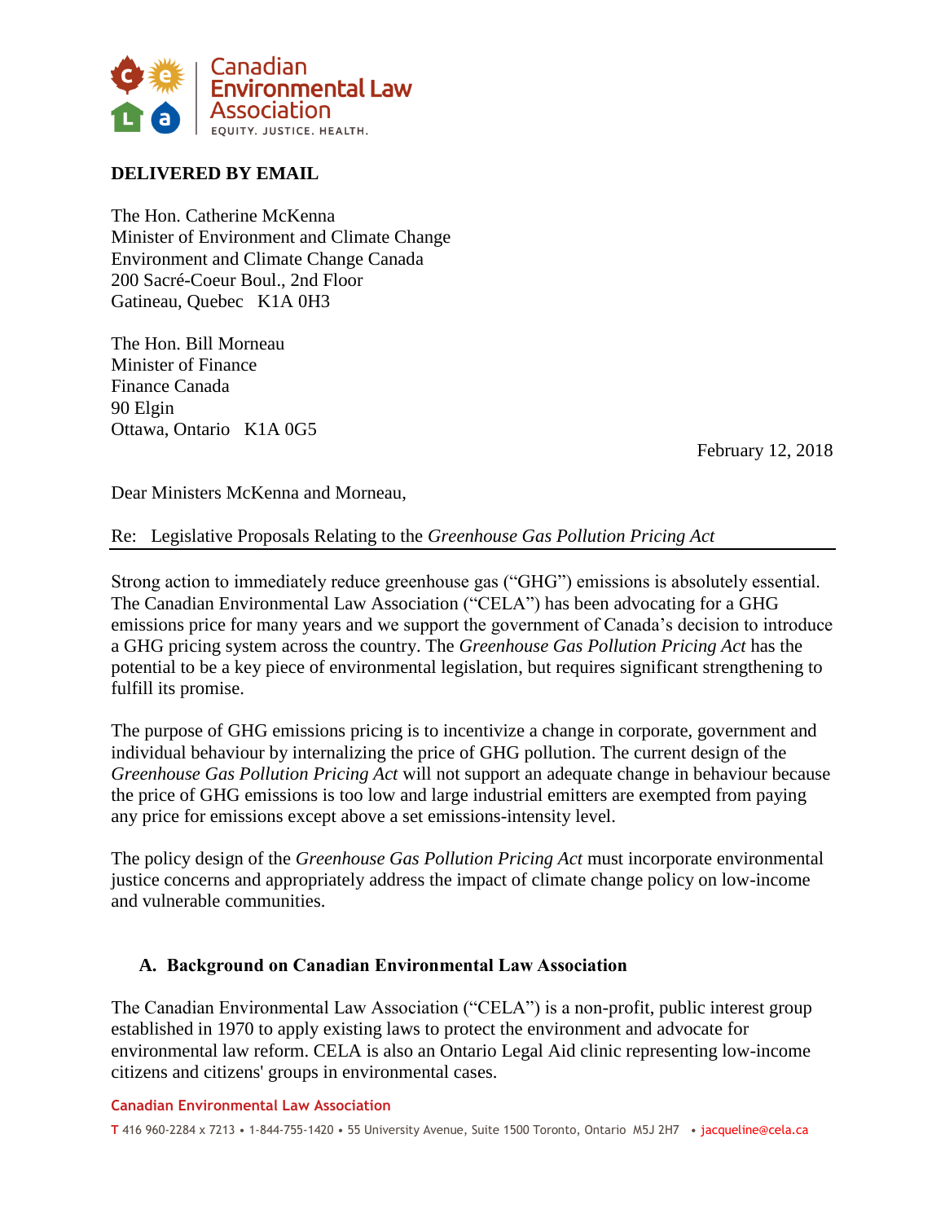**DELIVERED BY EMAIL**

The Hon. Catherine McKenna
Minister of Environment and Climate Change
Environment and Climate Change Canada
200 Sacré-Coeur Boul., 2nd Floor
Gatineau, Quebec K1A 0H3

The Hon. Bill Morneau
Minister of Finance
Finance Canada
90 Elgin
Ottawa, Ontario K1A 0G5

February 12, 2018

Dear Ministers McKenna and Morneau,

Re: Legislative Proposals Relating to the *Greenhouse Gas Pollution Pricing Act*

Strong action to immediately reduce greenhouse gas ("GHG") emissions is absolutely essential. The Canadian Environmental Law Association ("CELA") has been advocating for a GHG emissions price for many years and we support the government of Canada's decision to introduce a GHG pricing system across the country. The *Greenhouse Gas Pollution Pricing Act* has the potential to be a key piece of environmental legislation, but requires significant strengthening to fulfill its promise.

The purpose of GHG emissions pricing is to incentivize a change in corporate, government and individual behaviour by internalizing the price of GHG pollution. The current design of the *Greenhouse Gas Pollution Pricing Act* will not support an adequate change in behaviour because the price of GHG emissions is too low and large industrial emitters are exempted from paying any price for emissions except above a set emissions-intensity level.

The policy design of the *Greenhouse Gas Pollution Pricing Act* must incorporate environmental justice concerns and appropriately address the impact of climate change policy on low-income and vulnerable communities.

## A. Background on Canadian Environmental Law Association

The Canadian Environmental Law Association ("CELA") is a non-profit, public interest group established in 1970 to apply existing laws to protect the environment and advocate for environmental law reform. CELA is also an Ontario Legal Aid clinic representing low-income citizens and citizens' groups in environmental cases.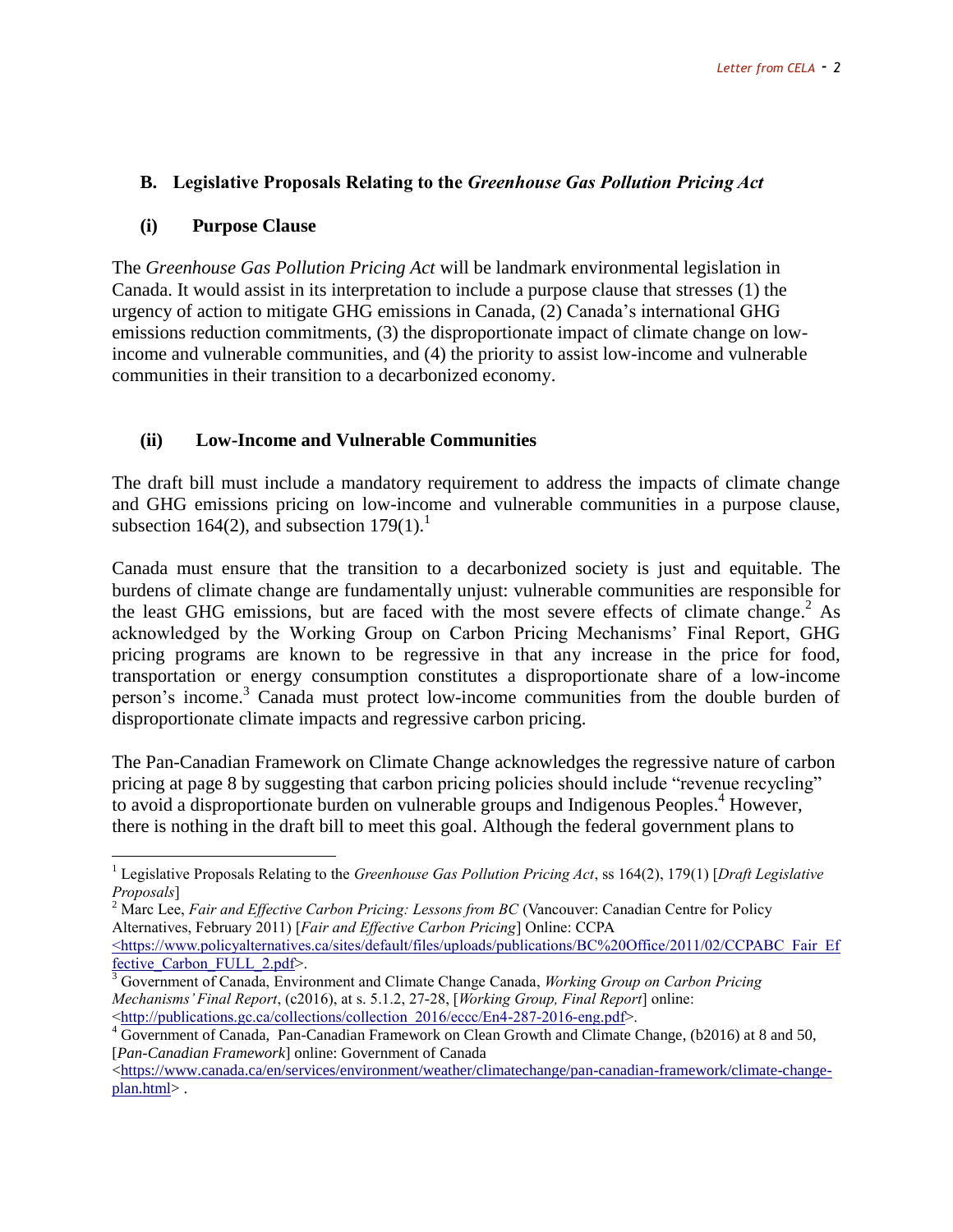## B. Legislative Proposals Relating to the *Greenhouse Gas Pollution Pricing Act*

### (i) Purpose Clause

The *Greenhouse Gas Pollution Pricing Act* will be landmark environmental legislation in Canada. It would assist in its interpretation to include a purpose clause that stresses (1) the urgency of action to mitigate GHG emissions in Canada, (2) Canada's international GHG emissions reduction commitments, (3) the disproportionate impact of climate change on low-income and vulnerable communities, and (4) the priority to assist low-income and vulnerable communities in their transition to a decarbonized economy.

### (ii) Low-Income and Vulnerable Communities

The draft bill must include a mandatory requirement to address the impacts of climate change and GHG emissions pricing on low-income and vulnerable communities in a purpose clause, subsection 164(2), and subsection 179(1).[1]

Canada must ensure that the transition to a decarbonized society is just and equitable. The burdens of climate change are fundamentally unjust: vulnerable communities are responsible for the least GHG emissions, but are faced with the most severe effects of climate change.[2] As acknowledged by the Working Group on Carbon Pricing Mechanisms' Final Report, GHG pricing programs are known to be regressive in that any increase in the price for food, transportation or energy consumption constitutes a disproportionate share of a low-income person's income.[3] Canada must protect low-income communities from the double burden of disproportionate climate impacts and regressive carbon pricing.

The Pan-Canadian Framework on Climate Change acknowledges the regressive nature of carbon pricing at page 8 by suggesting that carbon pricing policies should include "revenue recycling" to avoid a disproportionate burden on vulnerable groups and Indigenous Peoples.[4] However, there is nothing in the draft bill to meet this goal. Although the federal government plans to

---

[1] Legislative Proposals Relating to the *Greenhouse Gas Pollution Pricing Act*, ss 164(2), 179(1) [*Draft Legislative Proposals*]

[2] Marc Lee, *Fair and Effective Carbon Pricing: Lessons from BC* (Vancouver: Canadian Centre for Policy Alternatives, February 2011) [*Fair and Effective Carbon Pricing*] Online: CCPA <https://www.policyalternatives.ca/sites/default/files/uploads/publications/BC%20Office/2011/02/CCPABC_Fair_Effective_Carbon_FULL_2.pdf>.

[3] Government of Canada, Environment and Climate Change Canada, *Working Group on Carbon Pricing Mechanisms' Final Report*, (c2016), at s. 5.1.2, 27-28, [*Working Group, Final Report*] online: <http://publications.gc.ca/collections/collection_2016/eccc/En4-287-2016-eng.pdf>.

[4] Government of Canada, Pan-Canadian Framework on Clean Growth and Climate Change, (b2016) at 8 and 50, [*Pan-Canadian Framework*] online: Government of Canada <https://www.canada.ca/en/services/environment/weather/climatechange/pan-canadian-framework/climate-change-plan.html> .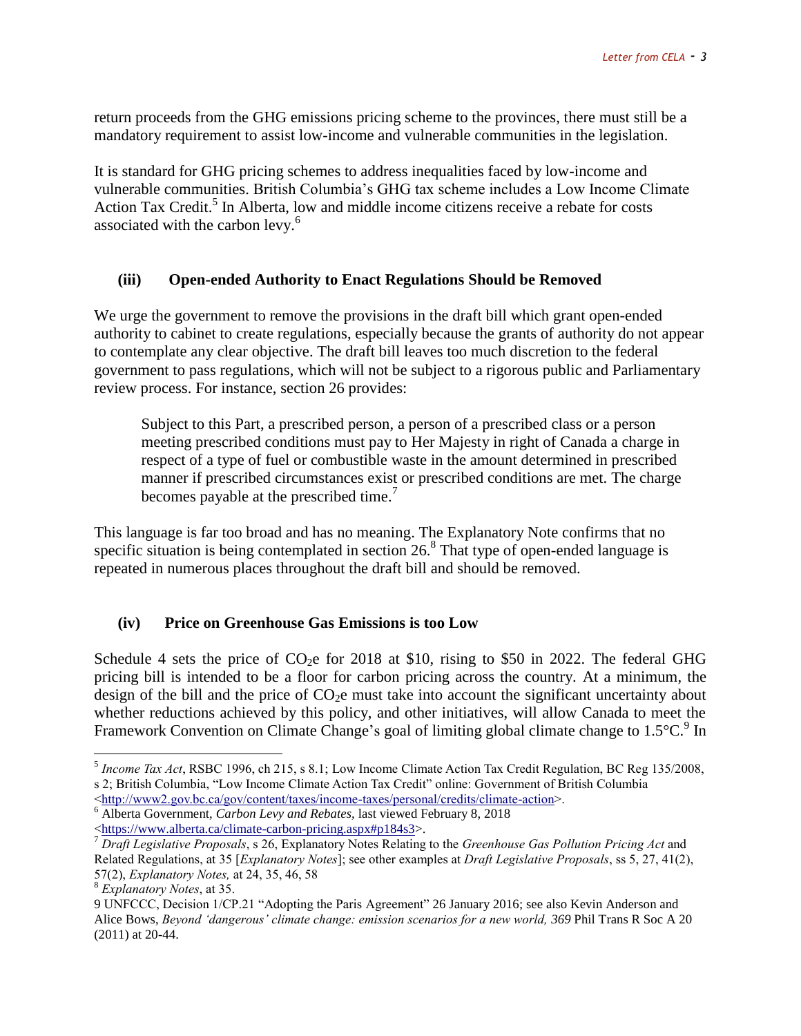return proceeds from the GHG emissions pricing scheme to the provinces, there must still be a mandatory requirement to assist low-income and vulnerable communities in the legislation.

It is standard for GHG pricing schemes to address inequalities faced by low-income and vulnerable communities. British Columbia's GHG tax scheme includes a Low Income Climate Action Tax Credit.[5] In Alberta, low and middle income citizens receive a rebate for costs associated with the carbon levy.[6]

### (iii) Open-ended Authority to Enact Regulations Should be Removed

We urge the government to remove the provisions in the draft bill which grant open-ended authority to cabinet to create regulations, especially because the grants of authority do not appear to contemplate any clear objective. The draft bill leaves too much discretion to the federal government to pass regulations, which will not be subject to a rigorous public and Parliamentary review process. For instance, section 26 provides:

> Subject to this Part, a prescribed person, a person of a prescribed class or a person meeting prescribed conditions must pay to Her Majesty in right of Canada a charge in respect of a type of fuel or combustible waste in the amount determined in prescribed manner if prescribed circumstances exist or prescribed conditions are met. The charge becomes payable at the prescribed time.[7]

This language is far too broad and has no meaning. The Explanatory Note confirms that no specific situation is being contemplated in section 26.[8] That type of open-ended language is repeated in numerous places throughout the draft bill and should be removed.

### (iv) Price on Greenhouse Gas Emissions is too Low

Schedule 4 sets the price of $CO_2e$ for 2018 at $10, rising to $50 in 2022. The federal GHG pricing bill is intended to be a floor for carbon pricing across the country. At a minimum, the design of the bill and the price of $CO_2e$ must take into account the significant uncertainty about whether reductions achieved by this policy, and other initiatives, will allow Canada to meet the Framework Convention on Climate Change's goal of limiting global climate change to 1.5°C.[9] In

---

[5] *Income Tax Act*, RSBC 1996, ch 215, s 8.1; Low Income Climate Action Tax Credit Regulation, BC Reg 135/2008, s 2; British Columbia, "Low Income Climate Action Tax Credit" online: Government of British Columbia <http://www2.gov.bc.ca/gov/content/taxes/income-taxes/personal/credits/climate-action>.

[6] Alberta Government, *Carbon Levy and Rebates,* last viewed February 8, 2018 <https://www.alberta.ca/climate-carbon-pricing.aspx#p184s3>.

[7] *Draft Legislative Proposals*, s 26, Explanatory Notes Relating to the *Greenhouse Gas Pollution Pricing Act* and Related Regulations, at 35 [*Explanatory Notes*]; see other examples at *Draft Legislative Proposals*, ss 5, 27, 41(2), 57(2), *Explanatory Notes,* at 24, 35, 46, 58

[8] *Explanatory Notes*, at 35.

[9] UNFCCC, Decision 1/CP.21 "Adopting the Paris Agreement" 26 January 2016; see also Kevin Anderson and Alice Bows, *Beyond 'dangerous' climate change: emission scenarios for a new world, 369* Phil Trans R Soc A 20 (2011) at 20-44.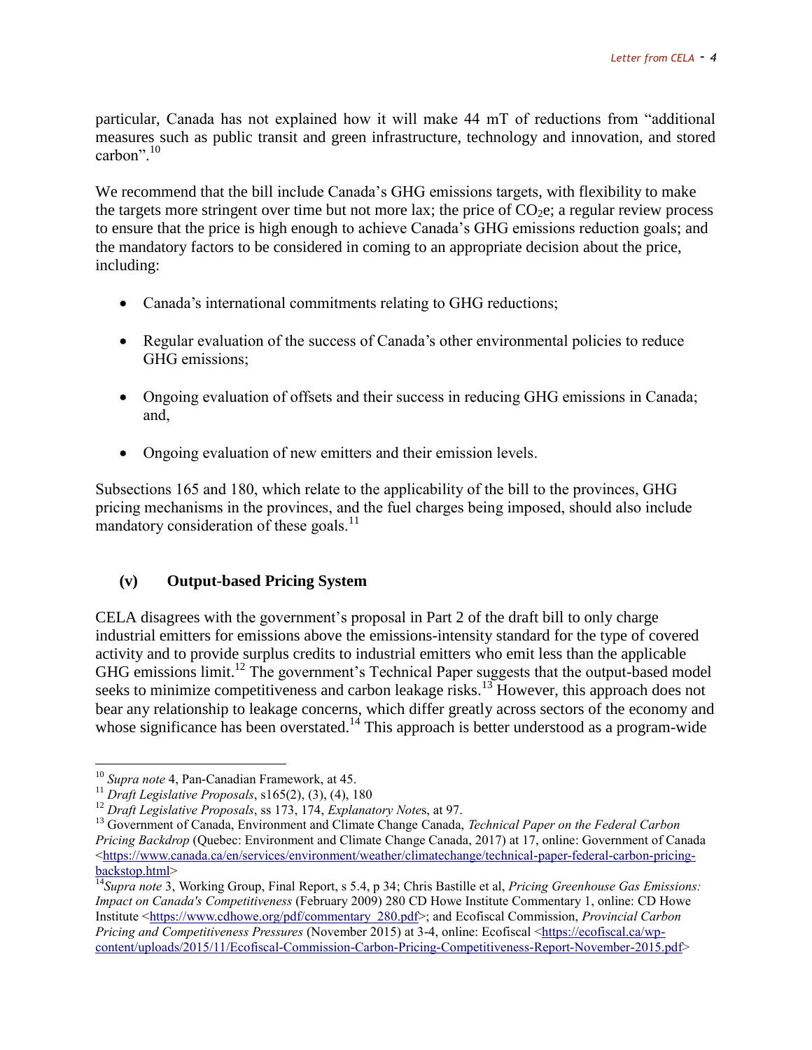particular, Canada has not explained how it will make 44 mT of reductions from "additional measures such as public transit and green infrastructure, technology and innovation, and stored carbon".[10]

We recommend that the bill include Canada's GHG emissions targets, with flexibility to make the targets more stringent over time but not more lax; the price of $CO_2e$; a regular review process to ensure that the price is high enough to achieve Canada's GHG emissions reduction goals; and the mandatory factors to be considered in coming to an appropriate decision about the price, including:

- Canada's international commitments relating to GHG reductions;
- Regular evaluation of the success of Canada's other environmental policies to reduce GHG emissions;
- Ongoing evaluation of offsets and their success in reducing GHG emissions in Canada; and,
- Ongoing evaluation of new emitters and their emission levels.

Subsections 165 and 180, which relate to the applicability of the bill to the provinces, GHG pricing mechanisms in the provinces, and the fuel charges being imposed, should also include mandatory consideration of these goals.[11]

### (v) Output-based Pricing System

CELA disagrees with the government's proposal in Part 2 of the draft bill to only charge industrial emitters for emissions above the emissions-intensity standard for the type of covered activity and to provide surplus credits to industrial emitters who emit less than the applicable GHG emissions limit.[12] The government's Technical Paper suggests that the output-based model seeks to minimize competitiveness and carbon leakage risks.[13] However, this approach does not bear any relationship to leakage concerns, which differ greatly across sectors of the economy and whose significance has been overstated.[14] This approach is better understood as a program-wide

---

[10] *Supra note* 4, Pan-Canadian Framework, at 45.

[11] *Draft Legislative Proposals*, s165(2), (3), (4), 180

[12] *Draft Legislative Proposals*, ss 173, 174, *Explanatory Notes*, at 97.

[13] Government of Canada, Environment and Climate Change Canada, *Technical Paper on the Federal Carbon Pricing Backdrop* (Quebec: Environment and Climate Change Canada, 2017) at 17, online: Government of Canada <https://www.canada.ca/en/services/environment/weather/climatechange/technical-paper-federal-carbon-pricing-backstop.html>

[14] *Supra note* 3, Working Group, Final Report, s 5.4, p 34; Chris Bastille et al, *Pricing Greenhouse Gas Emissions: Impact on Canada's Competitiveness* (February 2009) 280 CD Howe Institute Commentary 1, online: CD Howe Institute <https://www.cdhowe.org/pdf/commentary_280.pdf>; and Ecofiscal Commission, *Provincial Carbon Pricing and Competitiveness Pressures* (November 2015) at 3-4, online: Ecofiscal <https://ecofiscal.ca/wp-content/uploads/2015/11/Ecofiscal-Commission-Carbon-Pricing-Competitiveness-Report-November-2015.pdf>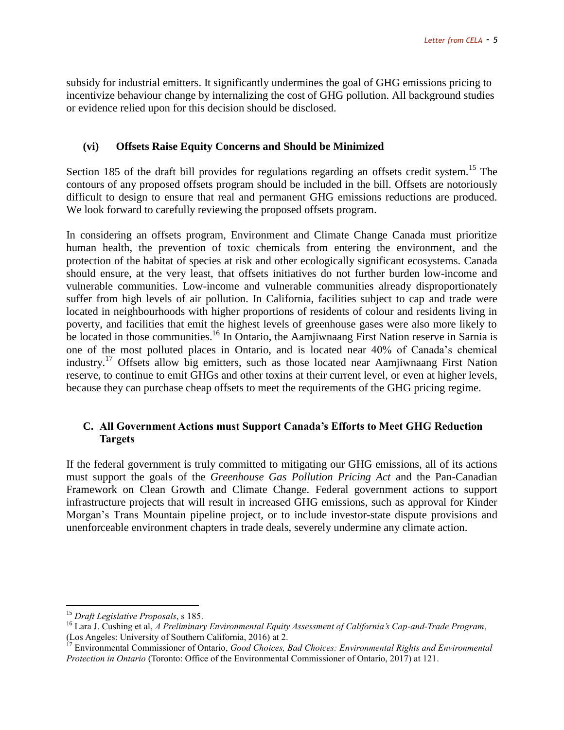subsidy for industrial emitters. It significantly undermines the goal of GHG emissions pricing to incentivize behaviour change by internalizing the cost of GHG pollution. All background studies or evidence relied upon for this decision should be disclosed.

### (vi) Offsets Raise Equity Concerns and Should be Minimized

Section 185 of the draft bill provides for regulations regarding an offsets credit system.[15] The contours of any proposed offsets program should be included in the bill. Offsets are notoriously difficult to design to ensure that real and permanent GHG emissions reductions are produced. We look forward to carefully reviewing the proposed offsets program.

In considering an offsets program, Environment and Climate Change Canada must prioritize human health, the prevention of toxic chemicals from entering the environment, and the protection of the habitat of species at risk and other ecologically significant ecosystems. Canada should ensure, at the very least, that offsets initiatives do not further burden low-income and vulnerable communities. Low-income and vulnerable communities already disproportionately suffer from high levels of air pollution. In California, facilities subject to cap and trade were located in neighbourhoods with higher proportions of residents of colour and residents living in poverty, and facilities that emit the highest levels of greenhouse gases were also more likely to be located in those communities.[16] In Ontario, the Aamjiwnaang First Nation reserve in Sarnia is one of the most polluted places in Ontario, and is located near 40% of Canada's chemical industry.[17] Offsets allow big emitters, such as those located near Aamjiwnaang First Nation reserve, to continue to emit GHGs and other toxins at their current level, or even at higher levels, because they can purchase cheap offsets to meet the requirements of the GHG pricing regime.

## C. All Government Actions must Support Canada's Efforts to Meet GHG Reduction Targets

If the federal government is truly committed to mitigating our GHG emissions, all of its actions must support the goals of the *Greenhouse Gas Pollution Pricing Act* and the Pan-Canadian Framework on Clean Growth and Climate Change. Federal government actions to support infrastructure projects that will result in increased GHG emissions, such as approval for Kinder Morgan's Trans Mountain pipeline project, or to include investor-state dispute provisions and unenforceable environment chapters in trade deals, severely undermine any climate action.

---

[15] *Draft Legislative Proposals*, s 185.

[16] Lara J. Cushing et al, *A Preliminary Environmental Equity Assessment of California's Cap-and-Trade Program*, (Los Angeles: University of Southern California, 2016) at 2.

[17] Environmental Commissioner of Ontario, *Good Choices, Bad Choices: Environmental Rights and Environmental Protection in Ontario* (Toronto: Office of the Environmental Commissioner of Ontario, 2017) at 121.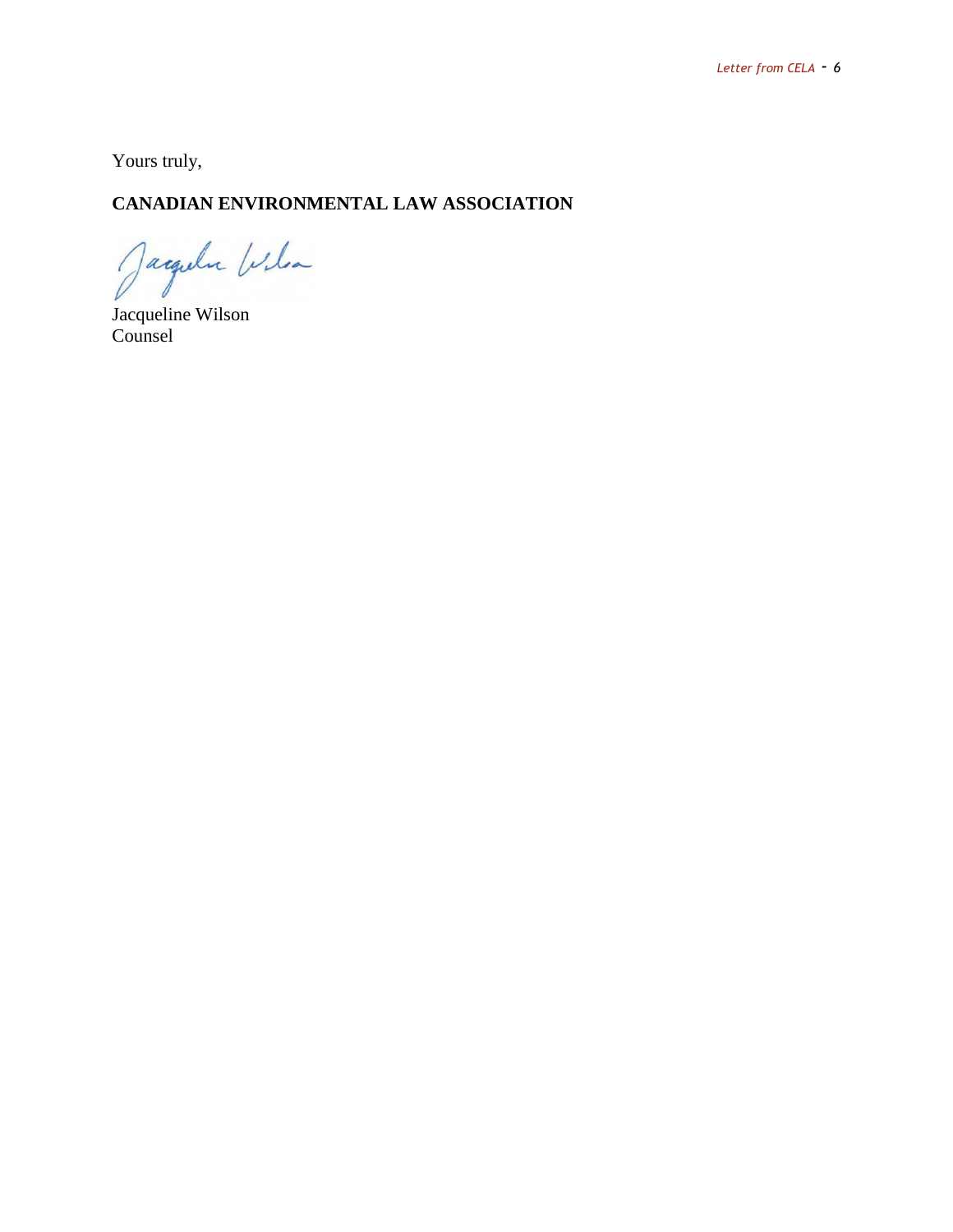Yours truly,

**CANADIAN ENVIRONMENTAL LAW ASSOCIATION**

Jacqueline Wilson
Counsel